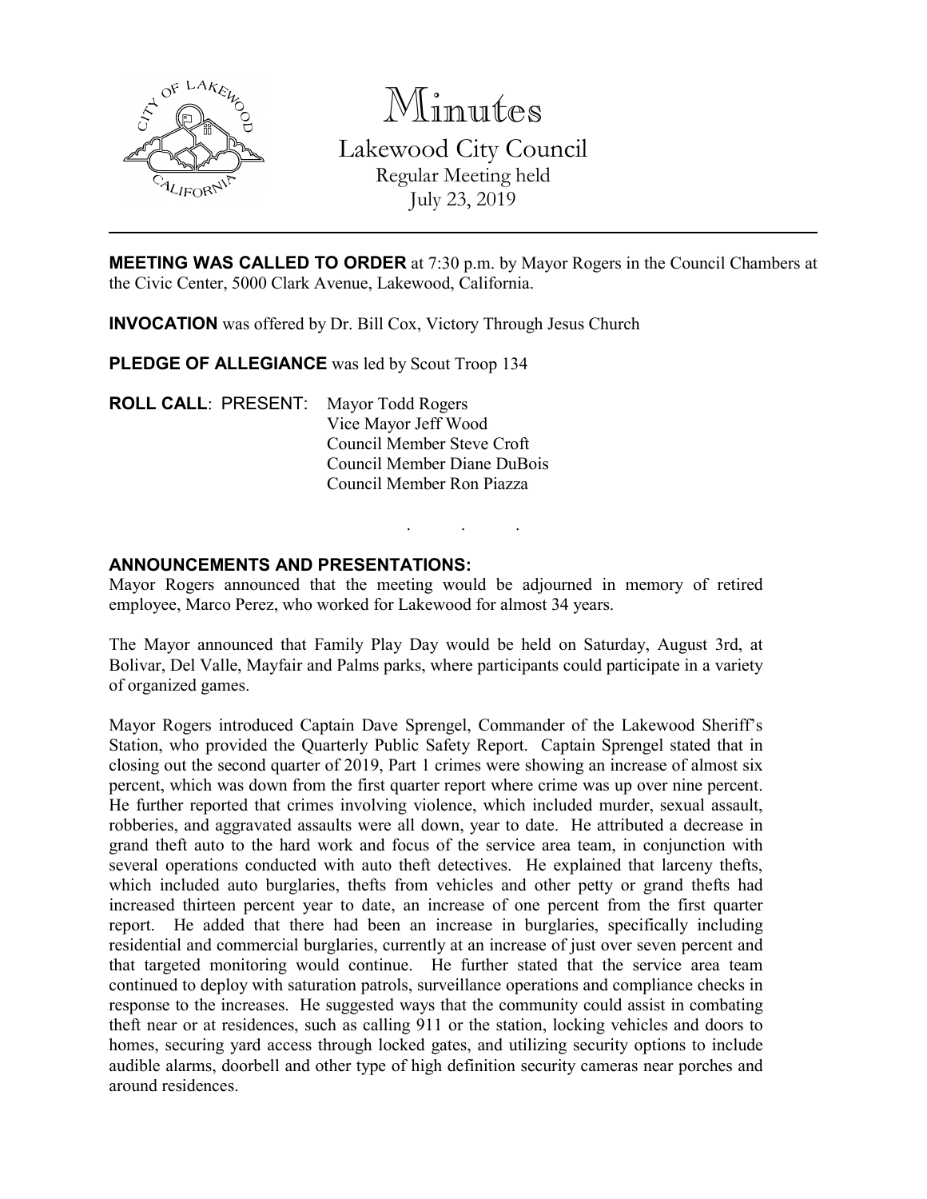# Minutes

## Lakewood City Council

Regular Meeting held
July 23, 2019

---

**MEETING WAS CALLED TO ORDER** at 7:30 p.m. by Mayor Rogers in the Council Chambers at the Civic Center, 5000 Clark Avenue, Lakewood, California.

**INVOCATION** was offered by Dr. Bill Cox, Victory Through Jesus Church

**PLEDGE OF ALLEGIANCE** was led by Scout Troop 134

**ROLL CALL**: PRESENT: Mayor Todd Rogers
Vice Mayor Jeff Wood
Council Member Steve Croft
Council Member Diane DuBois
Council Member Ron Piazza

. . .

**ANNOUNCEMENTS AND PRESENTATIONS:**

Mayor Rogers announced that the meeting would be adjourned in memory of retired employee, Marco Perez, who worked for Lakewood for almost 34 years.

The Mayor announced that Family Play Day would be held on Saturday, August 3rd, at Bolivar, Del Valle, Mayfair and Palms parks, where participants could participate in a variety of organized games.

Mayor Rogers introduced Captain Dave Sprengel, Commander of the Lakewood Sheriff's Station, who provided the Quarterly Public Safety Report. Captain Sprengel stated that in closing out the second quarter of 2019, Part 1 crimes were showing an increase of almost six percent, which was down from the first quarter report where crime was up over nine percent. He further reported that crimes involving violence, which included murder, sexual assault, robberies, and aggravated assaults were all down, year to date. He attributed a decrease in grand theft auto to the hard work and focus of the service area team, in conjunction with several operations conducted with auto theft detectives. He explained that larceny thefts, which included auto burglaries, thefts from vehicles and other petty or grand thefts had increased thirteen percent year to date, an increase of one percent from the first quarter report. He added that there had been an increase in burglaries, specifically including residential and commercial burglaries, currently at an increase of just over seven percent and that targeted monitoring would continue. He further stated that the service area team continued to deploy with saturation patrols, surveillance operations and compliance checks in response to the increases. He suggested ways that the community could assist in combating theft near or at residences, such as calling 911 or the station, locking vehicles and doors to homes, securing yard access through locked gates, and utilizing security options to include audible alarms, doorbell and other type of high definition security cameras near porches and around residences.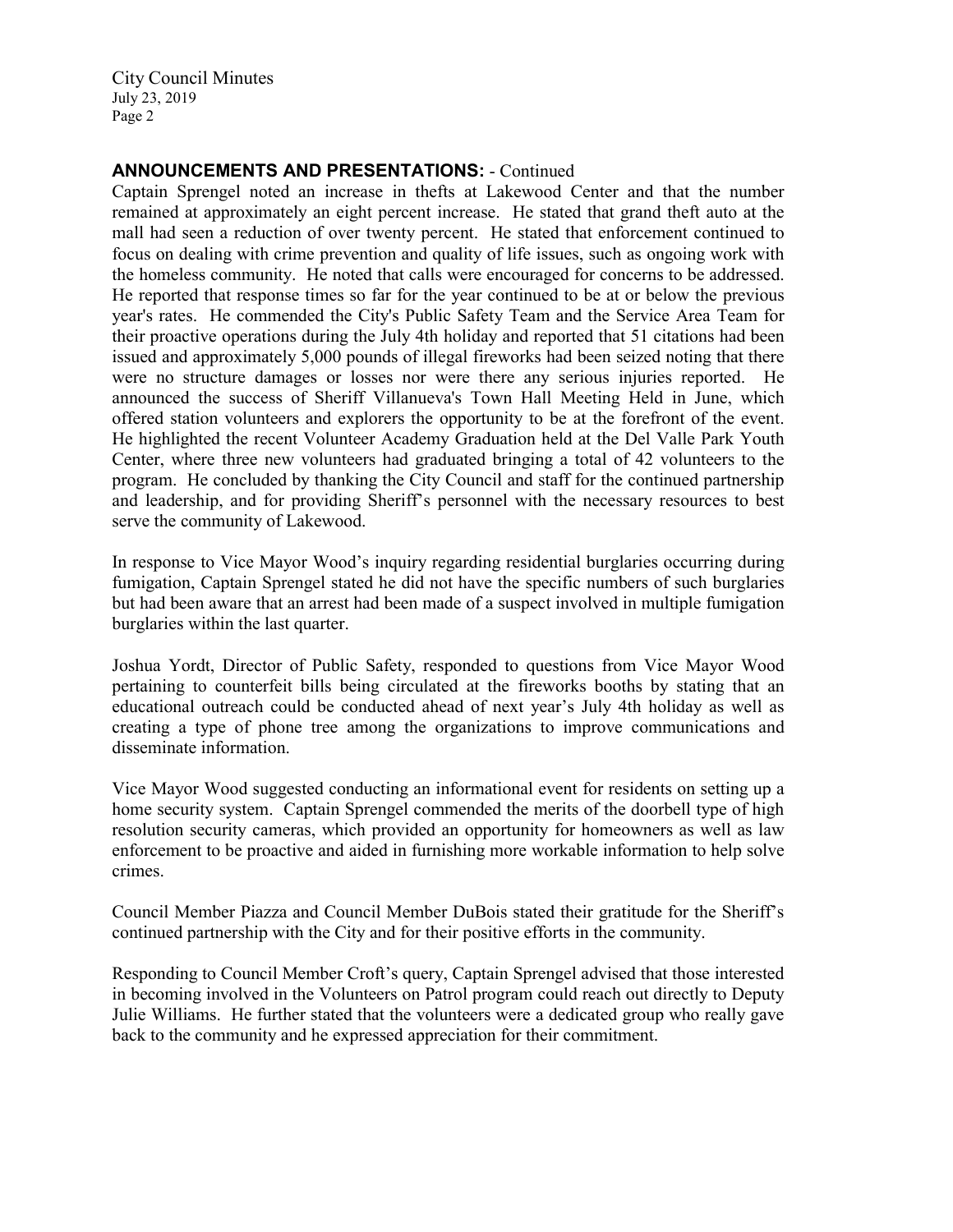## ANNOUNCEMENTS AND PRESENTATIONS: - Continued

Captain Sprengel noted an increase in thefts at Lakewood Center and that the number remained at approximately an eight percent increase. He stated that grand theft auto at the mall had seen a reduction of over twenty percent. He stated that enforcement continued to focus on dealing with crime prevention and quality of life issues, such as ongoing work with the homeless community. He noted that calls were encouraged for concerns to be addressed. He reported that response times so far for the year continued to be at or below the previous year's rates. He commended the City's Public Safety Team and the Service Area Team for their proactive operations during the July 4th holiday and reported that 51 citations had been issued and approximately 5,000 pounds of illegal fireworks had been seized noting that there were no structure damages or losses nor were there any serious injuries reported. He announced the success of Sheriff Villanueva's Town Hall Meeting Held in June, which offered station volunteers and explorers the opportunity to be at the forefront of the event. He highlighted the recent Volunteer Academy Graduation held at the Del Valle Park Youth Center, where three new volunteers had graduated bringing a total of 42 volunteers to the program. He concluded by thanking the City Council and staff for the continued partnership and leadership, and for providing Sheriff's personnel with the necessary resources to best serve the community of Lakewood.

In response to Vice Mayor Wood's inquiry regarding residential burglaries occurring during fumigation, Captain Sprengel stated he did not have the specific numbers of such burglaries but had been aware that an arrest had been made of a suspect involved in multiple fumigation burglaries within the last quarter.

Joshua Yordt, Director of Public Safety, responded to questions from Vice Mayor Wood pertaining to counterfeit bills being circulated at the fireworks booths by stating that an educational outreach could be conducted ahead of next year's July 4th holiday as well as creating a type of phone tree among the organizations to improve communications and disseminate information.

Vice Mayor Wood suggested conducting an informational event for residents on setting up a home security system. Captain Sprengel commended the merits of the doorbell type of high resolution security cameras, which provided an opportunity for homeowners as well as law enforcement to be proactive and aided in furnishing more workable information to help solve crimes.

Council Member Piazza and Council Member DuBois stated their gratitude for the Sheriff's continued partnership with the City and for their positive efforts in the community.

Responding to Council Member Croft's query, Captain Sprengel advised that those interested in becoming involved in the Volunteers on Patrol program could reach out directly to Deputy Julie Williams. He further stated that the volunteers were a dedicated group who really gave back to the community and he expressed appreciation for their commitment.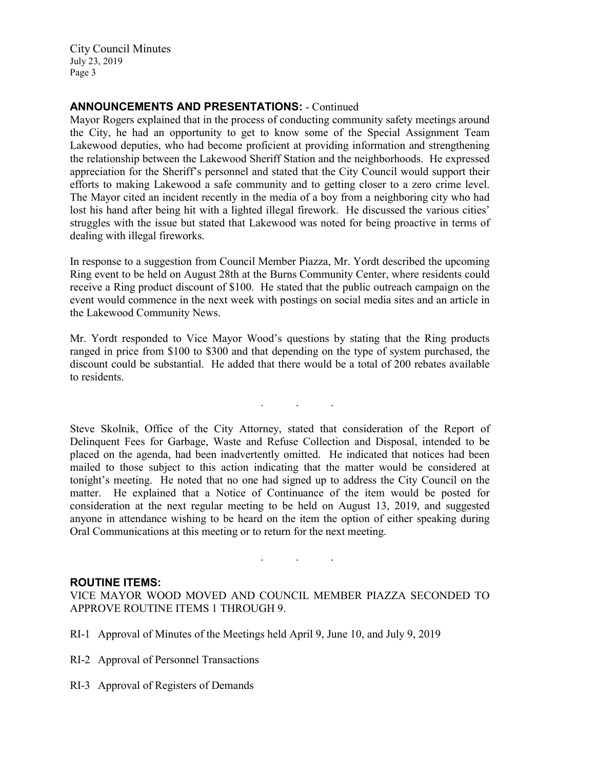## ANNOUNCEMENTS AND PRESENTATIONS: - Continued

Mayor Rogers explained that in the process of conducting community safety meetings around the City, he had an opportunity to get to know some of the Special Assignment Team Lakewood deputies, who had become proficient at providing information and strengthening the relationship between the Lakewood Sheriff Station and the neighborhoods. He expressed appreciation for the Sheriff's personnel and stated that the City Council would support their efforts to making Lakewood a safe community and to getting closer to a zero crime level. The Mayor cited an incident recently in the media of a boy from a neighboring city who had lost his hand after being hit with a lighted illegal firework. He discussed the various cities' struggles with the issue but stated that Lakewood was noted for being proactive in terms of dealing with illegal fireworks.

In response to a suggestion from Council Member Piazza, Mr. Yordt described the upcoming Ring event to be held on August 28th at the Burns Community Center, where residents could receive a Ring product discount of $100. He stated that the public outreach campaign on the event would commence in the next week with postings on social media sites and an article in the Lakewood Community News.

Mr. Yordt responded to Vice Mayor Wood's questions by stating that the Ring products ranged in price from $100 to $300 and that depending on the type of system purchased, the discount could be substantial. He added that there would be a total of 200 rebates available to residents.

. . .

Steve Skolnik, Office of the City Attorney, stated that consideration of the Report of Delinquent Fees for Garbage, Waste and Refuse Collection and Disposal, intended to be placed on the agenda, had been inadvertently omitted. He indicated that notices had been mailed to those subject to this action indicating that the matter would be considered at tonight's meeting. He noted that no one had signed up to address the City Council on the matter. He explained that a Notice of Continuance of the item would be posted for consideration at the next regular meeting to be held on August 13, 2019, and suggested anyone in attendance wishing to be heard on the item the option of either speaking during Oral Communications at this meeting or to return for the next meeting.

. . .

## ROUTINE ITEMS:

VICE MAYOR WOOD MOVED AND COUNCIL MEMBER PIAZZA SECONDED TO APPROVE ROUTINE ITEMS 1 THROUGH 9.

RI-1 Approval of Minutes of the Meetings held April 9, June 10, and July 9, 2019

RI-2 Approval of Personnel Transactions

RI-3 Approval of Registers of Demands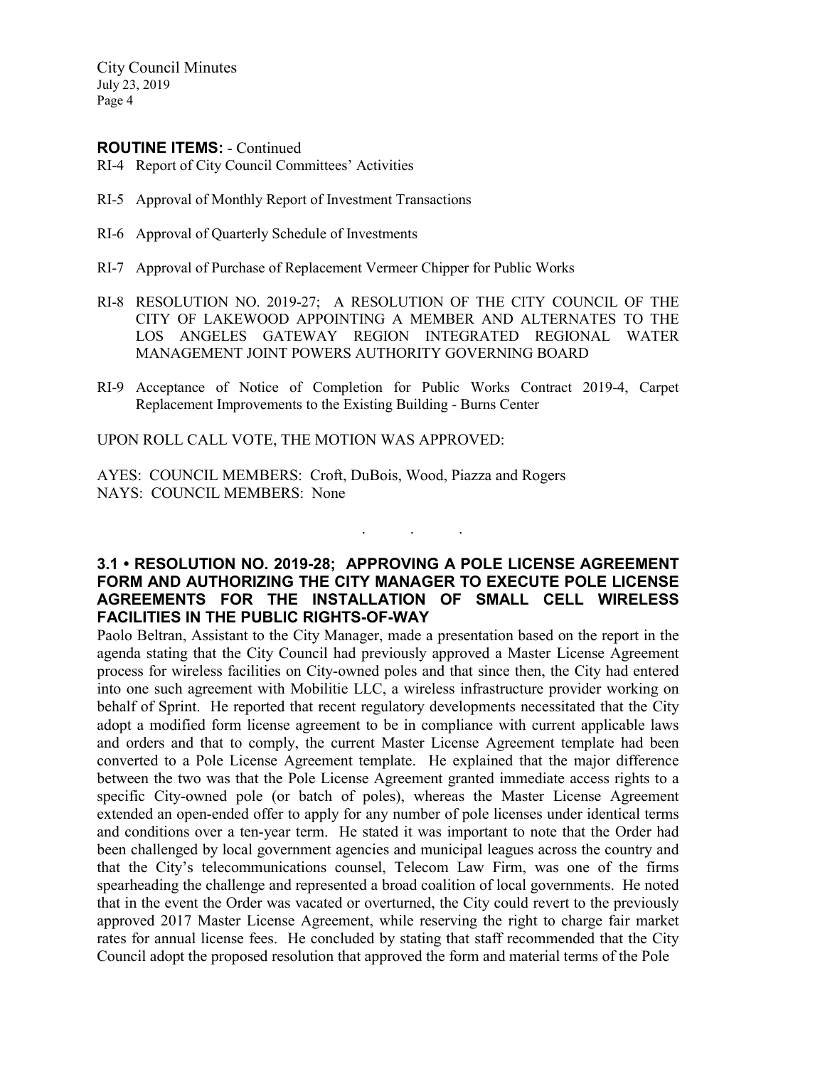**ROUTINE ITEMS:** - Continued

RI-4 Report of City Council Committees' Activities

RI-5 Approval of Monthly Report of Investment Transactions

RI-6 Approval of Quarterly Schedule of Investments

RI-7 Approval of Purchase of Replacement Vermeer Chipper for Public Works

RI-8 RESOLUTION NO. 2019-27; A RESOLUTION OF THE CITY COUNCIL OF THE CITY OF LAKEWOOD APPOINTING A MEMBER AND ALTERNATES TO THE LOS ANGELES GATEWAY REGION INTEGRATED REGIONAL WATER MANAGEMENT JOINT POWERS AUTHORITY GOVERNING BOARD

RI-9 Acceptance of Notice of Completion for Public Works Contract 2019-4, Carpet Replacement Improvements to the Existing Building - Burns Center

UPON ROLL CALL VOTE, THE MOTION WAS APPROVED:

AYES: COUNCIL MEMBERS: Croft, DuBois, Wood, Piazza and Rogers
NAYS: COUNCIL MEMBERS: None

. . .

**3.1 • RESOLUTION NO. 2019-28; APPROVING A POLE LICENSE AGREEMENT FORM AND AUTHORIZING THE CITY MANAGER TO EXECUTE POLE LICENSE AGREEMENTS FOR THE INSTALLATION OF SMALL CELL WIRELESS FACILITIES IN THE PUBLIC RIGHTS-OF-WAY**

Paolo Beltran, Assistant to the City Manager, made a presentation based on the report in the agenda stating that the City Council had previously approved a Master License Agreement process for wireless facilities on City-owned poles and that since then, the City had entered into one such agreement with Mobilitie LLC, a wireless infrastructure provider working on behalf of Sprint. He reported that recent regulatory developments necessitated that the City adopt a modified form license agreement to be in compliance with current applicable laws and orders and that to comply, the current Master License Agreement template had been converted to a Pole License Agreement template. He explained that the major difference between the two was that the Pole License Agreement granted immediate access rights to a specific City-owned pole (or batch of poles), whereas the Master License Agreement extended an open-ended offer to apply for any number of pole licenses under identical terms and conditions over a ten-year term. He stated it was important to note that the Order had been challenged by local government agencies and municipal leagues across the country and that the City's telecommunications counsel, Telecom Law Firm, was one of the firms spearheading the challenge and represented a broad coalition of local governments. He noted that in the event the Order was vacated or overturned, the City could revert to the previously approved 2017 Master License Agreement, while reserving the right to charge fair market rates for annual license fees. He concluded by stating that staff recommended that the City Council adopt the proposed resolution that approved the form and material terms of the Pole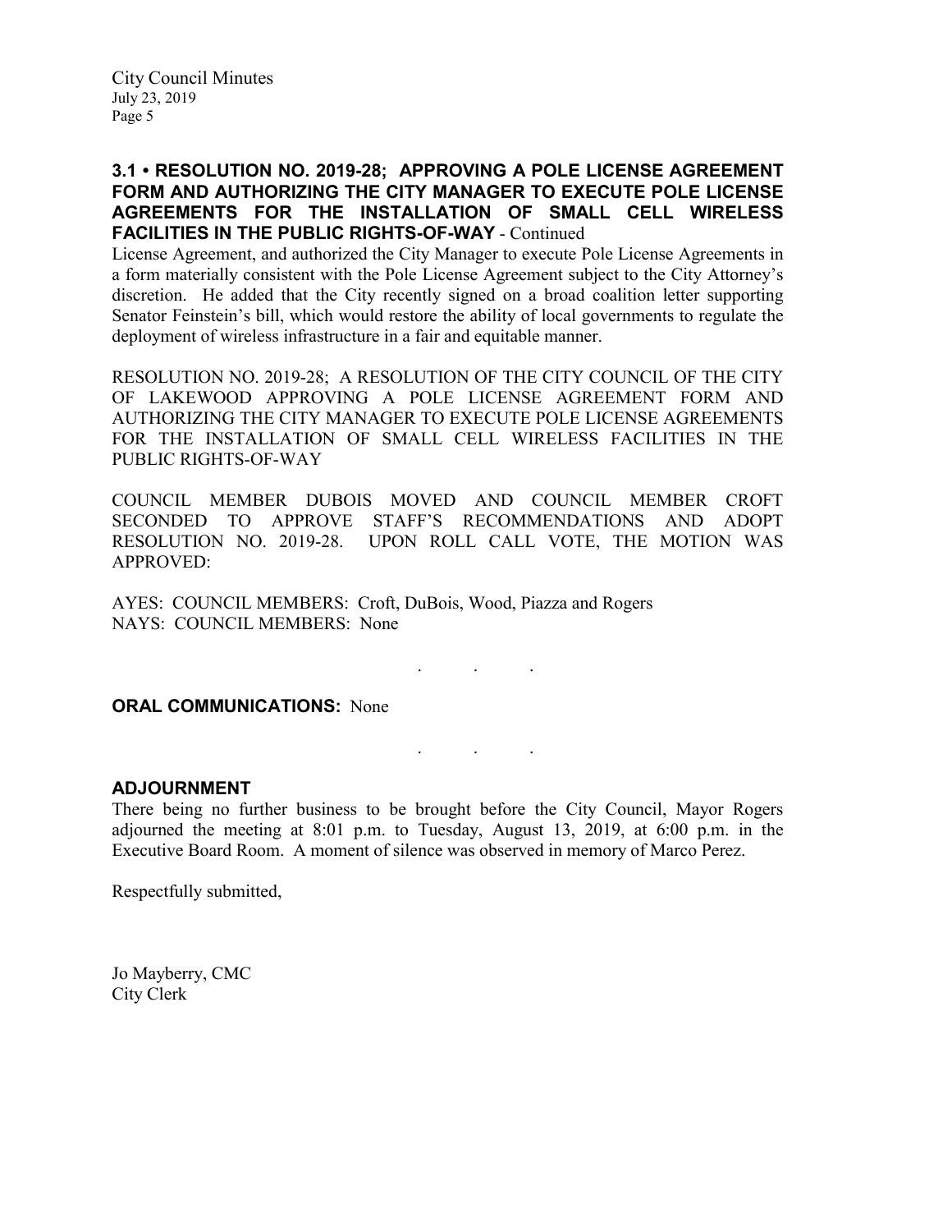### 3.1 • RESOLUTION NO. 2019-28; APPROVING A POLE LICENSE AGREEMENT FORM AND AUTHORIZING THE CITY MANAGER TO EXECUTE POLE LICENSE AGREEMENTS FOR THE INSTALLATION OF SMALL CELL WIRELESS FACILITIES IN THE PUBLIC RIGHTS-OF-WAY - Continued

License Agreement, and authorized the City Manager to execute Pole License Agreements in a form materially consistent with the Pole License Agreement subject to the City Attorney's discretion. He added that the City recently signed on a broad coalition letter supporting Senator Feinstein's bill, which would restore the ability of local governments to regulate the deployment of wireless infrastructure in a fair and equitable manner.

RESOLUTION NO. 2019-28; A RESOLUTION OF THE CITY COUNCIL OF THE CITY OF LAKEWOOD APPROVING A POLE LICENSE AGREEMENT FORM AND AUTHORIZING THE CITY MANAGER TO EXECUTE POLE LICENSE AGREEMENTS FOR THE INSTALLATION OF SMALL CELL WIRELESS FACILITIES IN THE PUBLIC RIGHTS-OF-WAY

COUNCIL MEMBER DUBOIS MOVED AND COUNCIL MEMBER CROFT SECONDED TO APPROVE STAFF'S RECOMMENDATIONS AND ADOPT RESOLUTION NO. 2019-28. UPON ROLL CALL VOTE, THE MOTION WAS APPROVED:

AYES: COUNCIL MEMBERS: Croft, DuBois, Wood, Piazza and Rogers
NAYS: COUNCIL MEMBERS: None

. . .

**ORAL COMMUNICATIONS:** None

. . .

### ADJOURNMENT

There being no further business to be brought before the City Council, Mayor Rogers adjourned the meeting at 8:01 p.m. to Tuesday, August 13, 2019, at 6:00 p.m. in the Executive Board Room. A moment of silence was observed in memory of Marco Perez.

Respectfully submitted,

Jo Mayberry, CMC
City Clerk